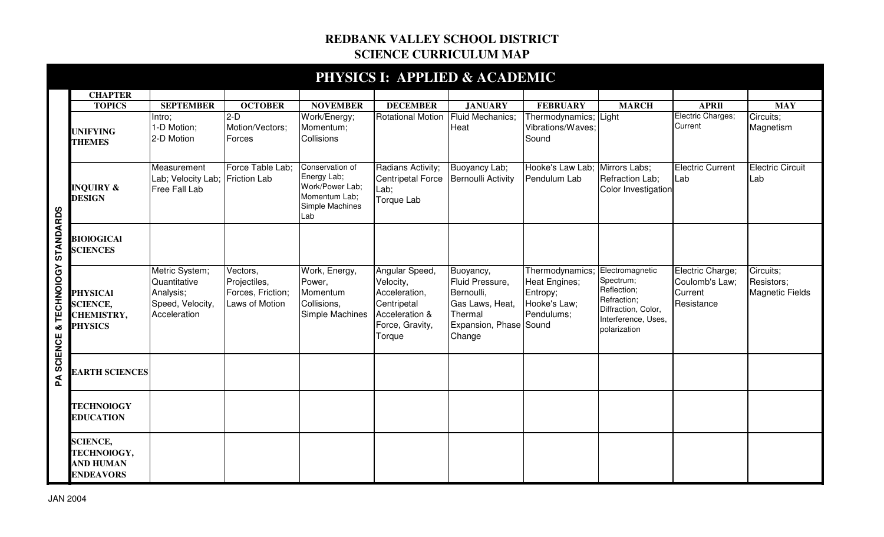# REDBANK VALLEY SCHOOL DISTRICT
## SCIENCE CURRICULUM MAP

## PHYSICS I: APPLIED & ACADEMIC

| PA SCIENCE & TECHNOlOGY STANDARDS | CHAPTER TOPICS | SEPTEMBER | OCTOBER | NOVEMBER | DECEMBER | JANUARY | FEBRUARY | MARCH | APRIl | MAY |
|---|---|---|---|---|---|---|---|---|---|---|
| | **UNIFYING THEMES** | Intro; 1-D Motion; 2-D Motion | 2-D Motion/Vectors; Forces | Work/Energy; Momentum; Collisions | Rotational Motion | Fluid Mechanics; Heat | Thermodynamics; Vibrations/Waves; Sound | Light | Electric Charges; Current | Circuits; Magnetism |
| | **INQUIRY & DESIGN** | Measurement Lab; Velocity Lab; Free Fall Lab | Force Table Lab; Friction Lab | Conservation of Energy Lab; Work/Power Lab; Momentum Lab; Simple Machines Lab | Radians Activity; Centripetal Force Lab; Torque Lab | Buoyancy Lab; Bernoulli Activity | Hooke's Law Lab; Pendulum Lab | Mirrors Labs; Refraction Lab; Color Investigation | Electric Current Lab | Electric Circuit Lab |
| | **BIOlOGICAl SCIENCES** | | | | | | | | | |
| | **PHYSICAl SCIENCE, CHEMISTRY, PHYSICS** | Metric System; Quantitative Analysis; Speed, Velocity, Acceleration | Vectors, Projectiles, Forces, Friction; Laws of Motion | Work, Energy, Power, Momentum Collisions, Simple Machines | Angular Speed, Velocity, Acceleration, Centripetal Acceleration & Force, Gravity, Torque | Buoyancy, Fluid Pressure, Bernoulli, Gas Laws, Heat, Thermal Expansion, Phase Change | Thermodynamics; Heat Engines; Entropy; Hooke's Law; Pendulums; Sound | Electromagnetic Spectrum; Reflection; Refraction; Diffraction, Color, Interference, Uses, polarization | Electric Charge; Coulomb's Law; Current Resistance | Circuits; Resistors; Magnetic Fields |
| | **EARTH SCIENCES** | | | | | | | | | |
| | **TECHNOlOGY EDUCATION** | | | | | | | | | |
| | **SCIENCE, TECHNOlOGY, AND HUMAN ENDEAVORS** | | | | | | | | | |

JAN 2004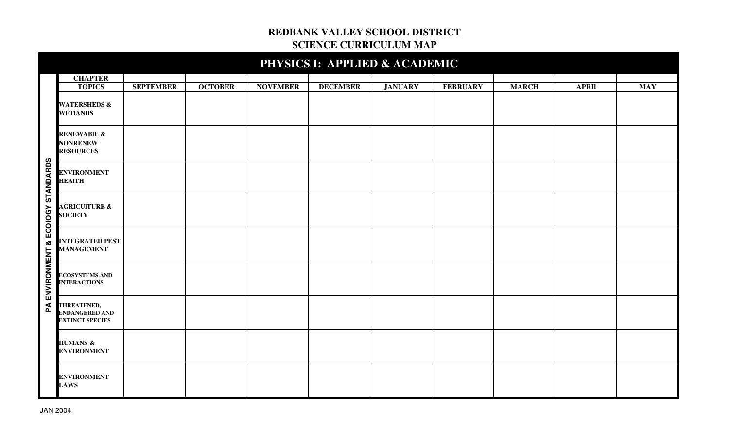**REDBANK VALLEY SCHOOL DISTRICT**
**SCIENCE CURRICULUM MAP**

## PHYSICS I: APPLIED & ACADEMIC

| | CHAPTER TOPICS | SEPTEMBER | OCTOBER | NOVEMBER | DECEMBER | JANUARY | FEBRUARY | MARCH | APRIl | MAY |
|---|---|---|---|---|---|---|---|---|---|---|
| PA ENVIRONMENT & ECOlOGY STANDARDS | WATERSHEDS & WETlANDS | | | | | | | | | |
| | RENEWABlE & NONRENEW RESOURCES | | | | | | | | | |
| | ENVIRONMENT HEAlTH | | | | | | | | | |
| | AGRICUlTURE & SOCIETY | | | | | | | | | |
| | INTEGRATED PEST MANAGEMENT | | | | | | | | | |
| | ECOSYSTEMS AND INTERACTIONS | | | | | | | | | |
| | THREATENED, ENDANGERED AND EXTINCT SPECIES | | | | | | | | | |
| | HUMANS & ENVIRONMENT | | | | | | | | | |
| | ENVIRONMENT LAWS | | | | | | | | | |

JAN 2004